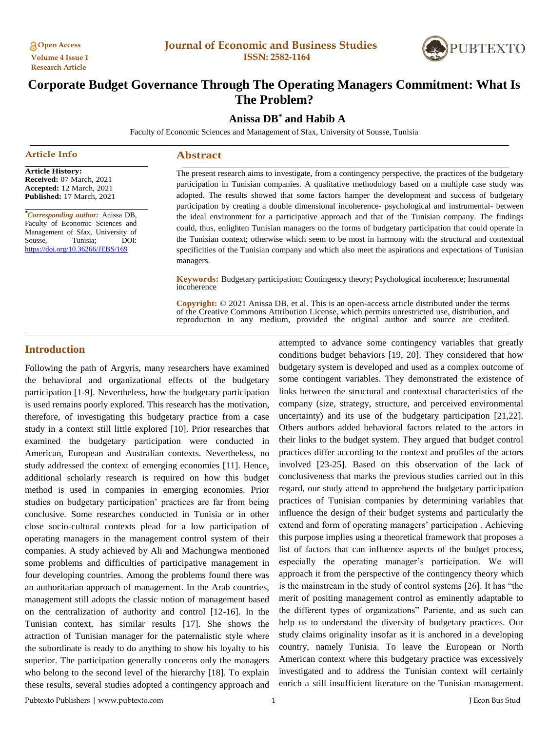# Corporate Budget Governance Through The Operating Managers Commitment: What Is The Problem?

**Anissa DB[*] and Habib A**

Faculty of Economic Sciences and Management of Sfax, University of Sousse, Tunisia

## Article Info

**Article History:**
**Received:** 07 March, 2021
**Accepted:** 12 March, 2021
**Published:** 17 March, 2021

[*]***Corresponding author:*** Anissa DB, Faculty of Economic Sciences and Management of Sfax, University of Sousse, Tunisia; DOI: https://doi.org/10.36266/JEBS/169

## Abstract

The present research aims to investigate, from a contingency perspective, the practices of the budgetary participation in Tunisian companies. A qualitative methodology based on a multiple case study was adopted. The results showed that some factors hamper the development and success of budgetary participation by creating a double dimensional incoherence- psychological and instrumental- between the ideal environment for a participative approach and that of the Tunisian company. The findings could, thus, enlighten Tunisian managers on the forms of budgetary participation that could operate in the Tunisian context; otherwise which seem to be most in harmony with the structural and contextual specificities of the Tunisian company and which also meet the aspirations and expectations of Tunisian managers.

**Keywords:** Budgetary participation; Contingency theory; Psychological incoherence; Instrumental incoherence

**Copyright:** © 2021 Anissa DB, et al. This is an open-access article distributed under the terms of the Creative Commons Attribution License, which permits unrestricted use, distribution, and reproduction in any medium, provided the original author and source are credited.

## Introduction

Following the path of Argyris, many researchers have examined the behavioral and organizational effects of the budgetary participation [1-9]. Nevertheless, how the budgetary participation is used remains poorly explored. This research has the motivation, therefore, of investigating this budgetary practice from a case study in a context still little explored [10]. Prior researches that examined the budgetary participation were conducted in American, European and Australian contexts. Nevertheless, no study addressed the context of emerging economies [11]. Hence, additional scholarly research is required on how this budget method is used in companies in emerging economies. Prior studies on budgetary participation' practices are far from being conclusive. Some researches conducted in Tunisia or in other close socio-cultural contexts plead for a low participation of operating managers in the management control system of their companies. A study achieved by Ali and Machungwa mentioned some problems and difficulties of participative management in four developing countries. Among the problems found there was an authoritarian approach of management. In the Arab countries, management still adopts the classic notion of management based on the centralization of authority and control [12-16]. In the Tunisian context, has similar results [17]. She shows the attraction of Tunisian manager for the paternalistic style where the subordinate is ready to do anything to show his loyalty to his superior. The participation generally concerns only the managers who belong to the second level of the hierarchy [18]. To explain these results, several studies adopted a contingency approach and attempted to advance some contingency variables that greatly conditions budget behaviors [19, 20]. They considered that how budgetary system is developed and used as a complex outcome of some contingent variables. They demonstrated the existence of links between the structural and contextual characteristics of the company (size, strategy, structure, and perceived environmental uncertainty) and its use of the budgetary participation [21,22]. Others authors added behavioral factors related to the actors in their links to the budget system. They argued that budget control practices differ according to the context and profiles of the actors involved [23-25]. Based on this observation of the lack of conclusiveness that marks the previous studies carried out in this regard, our study attend to apprehend the budgetary participation practices of Tunisian companies by determining variables that influence the design of their budget systems and particularly the extend and form of operating managers' participation . Achieving this purpose implies using a theoretical framework that proposes a list of factors that can influence aspects of the budget process, especially the operating manager's participation. We will approach it from the perspective of the contingency theory which is the mainstream in the study of control systems [26]. It has "the merit of positing management control as eminently adaptable to the different types of organizations" Pariente, and as such can help us to understand the diversity of budgetary practices. Our study claims originality insofar as it is anchored in a developing country, namely Tunisia. To leave the European or North American context where this budgetary practice was excessively investigated and to address the Tunisian context will certainly enrich a still insufficient literature on the Tunisian management.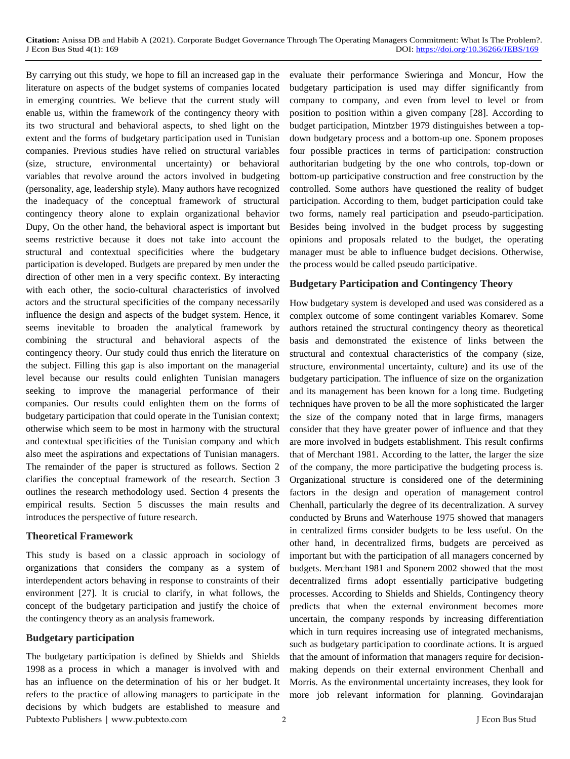By carrying out this study, we hope to fill an increased gap in the literature on aspects of the budget systems of companies located in emerging countries. We believe that the current study will enable us, within the framework of the contingency theory with its two structural and behavioral aspects, to shed light on the extent and the forms of budgetary participation used in Tunisian companies. Previous studies have relied on structural variables (size, structure, environmental uncertainty) or behavioral variables that revolve around the actors involved in budgeting (personality, age, leadership style). Many authors have recognized the inadequacy of the conceptual framework of structural contingency theory alone to explain organizational behavior Dupy, On the other hand, the behavioral aspect is important but seems restrictive because it does not take into account the structural and contextual specificities where the budgetary participation is developed. Budgets are prepared by men under the direction of other men in a very specific context. By interacting with each other, the socio-cultural characteristics of involved actors and the structural specificities of the company necessarily influence the design and aspects of the budget system. Hence, it seems inevitable to broaden the analytical framework by combining the structural and behavioral aspects of the contingency theory. Our study could thus enrich the literature on the subject. Filling this gap is also important on the managerial level because our results could enlighten Tunisian managers seeking to improve the managerial performance of their companies. Our results could enlighten them on the forms of budgetary participation that could operate in the Tunisian context; otherwise which seem to be most in harmony with the structural and contextual specificities of the Tunisian company and which also meet the aspirations and expectations of Tunisian managers. The remainder of the paper is structured as follows. Section 2 clarifies the conceptual framework of the research. Section 3 outlines the research methodology used. Section 4 presents the empirical results. Section 5 discusses the main results and introduces the perspective of future research.

## Theoretical Framework

This study is based on a classic approach in sociology of organizations that considers the company as a system of interdependent actors behaving in response to constraints of their environment [27]. It is crucial to clarify, in what follows, the concept of the budgetary participation and justify the choice of the contingency theory as an analysis framework.

### Budgetary participation

The budgetary participation is defined by Shields and Shields 1998 as a process in which a manager is involved with and has an influence on the determination of his or her budget. It refers to the practice of allowing managers to participate in the decisions by which budgets are established to measure and evaluate their performance Swieringa and Moncur, How the budgetary participation is used may differ significantly from company to company, and even from level to level or from position to position within a given company [28]. According to budget participation, Mintzber 1979 distinguishes between a top-down budgetary process and a bottom-up one. Sponem proposes four possible practices in terms of participation: construction authoritarian budgeting by the one who controls, top-down or bottom-up participative construction and free construction by the controlled. Some authors have questioned the reality of budget participation. According to them, budget participation could take two forms, namely real participation and pseudo-participation. Besides being involved in the budget process by suggesting opinions and proposals related to the budget, the operating manager must be able to influence budget decisions. Otherwise, the process would be called pseudo participative.

### Budgetary Participation and Contingency Theory

How budgetary system is developed and used was considered as a complex outcome of some contingent variables Komarev. Some authors retained the structural contingency theory as theoretical basis and demonstrated the existence of links between the structural and contextual characteristics of the company (size, structure, environmental uncertainty, culture) and its use of the budgetary participation. The influence of size on the organization and its management has been known for a long time. Budgeting techniques have proven to be all the more sophisticated the larger the size of the company noted that in large firms, managers consider that they have greater power of influence and that they are more involved in budgets establishment. This result confirms that of Merchant 1981. According to the latter, the larger the size of the company, the more participative the budgeting process is. Organizational structure is considered one of the determining factors in the design and operation of management control Chenhall, particularly the degree of its decentralization. A survey conducted by Bruns and Waterhouse 1975 showed that managers in centralized firms consider budgets to be less useful. On the other hand, in decentralized firms, budgets are perceived as important but with the participation of all managers concerned by budgets. Merchant 1981 and Sponem 2002 showed that the most decentralized firms adopt essentially participative budgeting processes. According to Shields and Shields, Contingency theory predicts that when the external environment becomes more uncertain, the company responds by increasing differentiation which in turn requires increasing use of integrated mechanisms, such as budgetary participation to coordinate actions. It is argued that the amount of information that managers require for decision-making depends on their external environment Chenhall and Morris. As the environmental uncertainty increases, they look for more job relevant information for planning. Govindarajan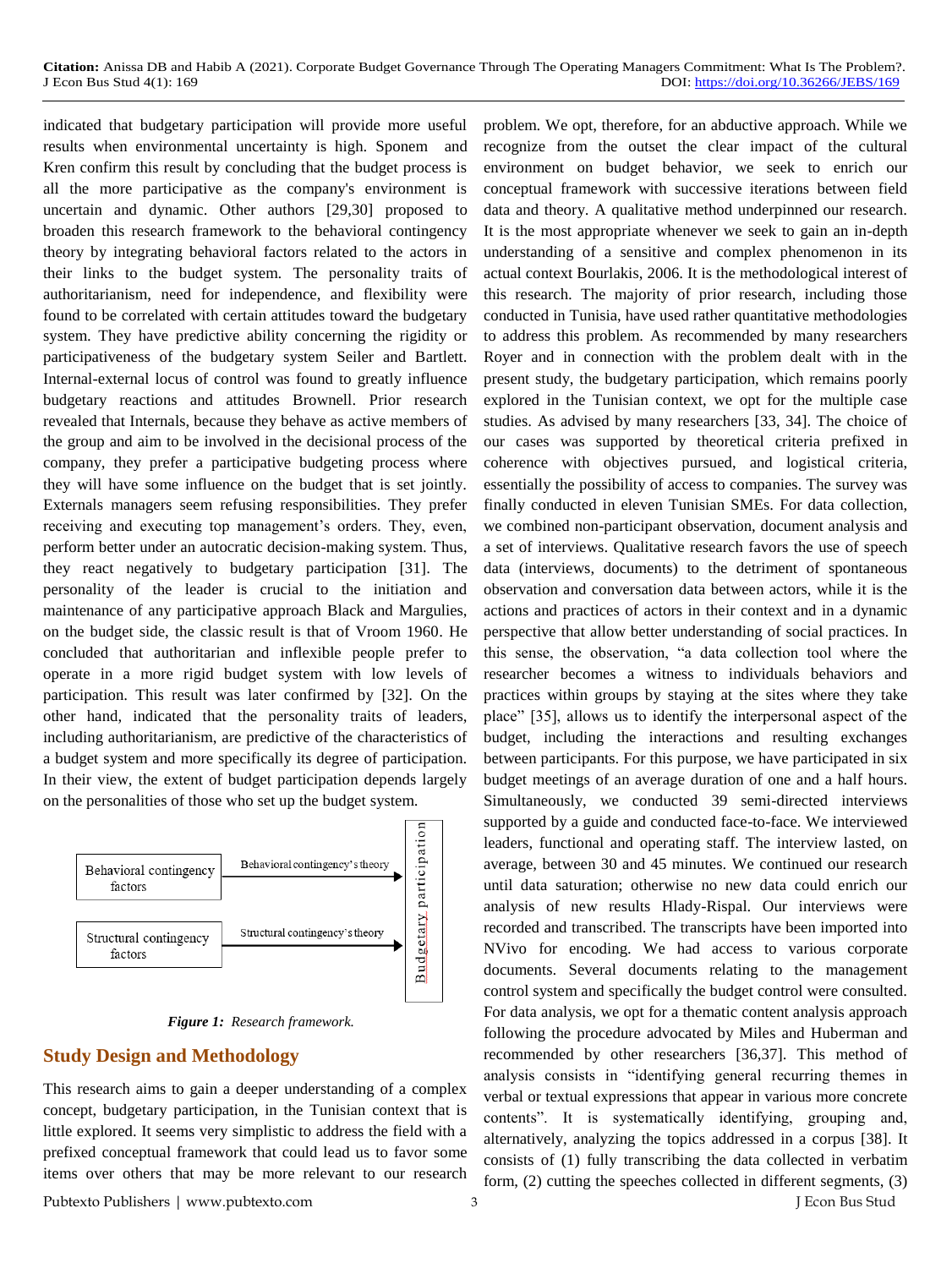indicated that budgetary participation will provide more useful results when environmental uncertainty is high. Sponem and Kren confirm this result by concluding that the budget process is all the more participative as the company's environment is uncertain and dynamic. Other authors [29,30] proposed to broaden this research framework to the behavioral contingency theory by integrating behavioral factors related to the actors in their links to the budget system. The personality traits of authoritarianism, need for independence, and flexibility were found to be correlated with certain attitudes toward the budgetary system. They have predictive ability concerning the rigidity or participativeness of the budgetary system Seiler and Bartlett. Internal-external locus of control was found to greatly influence budgetary reactions and attitudes Brownell. Prior research revealed that Internals, because they behave as active members of the group and aim to be involved in the decisional process of the company, they prefer a participative budgeting process where they will have some influence on the budget that is set jointly. Externals managers seem refusing responsibilities. They prefer receiving and executing top management's orders. They, even, perform better under an autocratic decision-making system. Thus, they react negatively to budgetary participation [31]. The personality of the leader is crucial to the initiation and maintenance of any participative approach Black and Margulies, on the budget side, the classic result is that of Vroom 1960. He concluded that authoritarian and inflexible people prefer to operate in a more rigid budget system with low levels of participation. This result was later confirmed by [32]. On the other hand, indicated that the personality traits of leaders, including authoritarianism, are predictive of the characteristics of a budget system and more specifically its degree of participation. In their view, the extent of budget participation depends largely on the personalities of those who set up the budget system.

| Factors | Theory | Outcome |
|---|---|---|
| Behavioral contingency factors | Behavioral contingency's theory → | Budgetary participation |
| Structural contingency factors | Structural contingency's theory → | Budgetary participation |

***Figure 1:*** *Research framework.*

## Study Design and Methodology

This research aims to gain a deeper understanding of a complex concept, budgetary participation, in the Tunisian context that is little explored. It seems very simplistic to address the field with a prefixed conceptual framework that could lead us to favor some items over others that may be more relevant to our research problem. We opt, therefore, for an abductive approach. While we recognize from the outset the clear impact of the cultural environment on budget behavior, we seek to enrich our conceptual framework with successive iterations between field data and theory. A qualitative method underpinned our research. It is the most appropriate whenever we seek to gain an in-depth understanding of a sensitive and complex phenomenon in its actual context Bourlakis, 2006. It is the methodological interest of this research. The majority of prior research, including those conducted in Tunisia, have used rather quantitative methodologies to address this problem. As recommended by many researchers Royer and in connection with the problem dealt with in the present study, the budgetary participation, which remains poorly explored in the Tunisian context, we opt for the multiple case studies. As advised by many researchers [33, 34]. The choice of our cases was supported by theoretical criteria prefixed in coherence with objectives pursued, and logistical criteria, essentially the possibility of access to companies. The survey was finally conducted in eleven Tunisian SMEs. For data collection, we combined non-participant observation, document analysis and a set of interviews. Qualitative research favors the use of speech data (interviews, documents) to the detriment of spontaneous observation and conversation data between actors, while it is the actions and practices of actors in their context and in a dynamic perspective that allow better understanding of social practices. In this sense, the observation, "a data collection tool where the researcher becomes a witness to individuals behaviors and practices within groups by staying at the sites where they take place" [35], allows us to identify the interpersonal aspect of the budget, including the interactions and resulting exchanges between participants. For this purpose, we have participated in six budget meetings of an average duration of one and a half hours. Simultaneously, we conducted 39 semi-directed interviews supported by a guide and conducted face-to-face. We interviewed leaders, functional and operating staff. The interview lasted, on average, between 30 and 45 minutes. We continued our research until data saturation; otherwise no new data could enrich our analysis of new results Hlady-Rispal. Our interviews were recorded and transcribed. The transcripts have been imported into NVivo for encoding. We had access to various corporate documents. Several documents relating to the management control system and specifically the budget control were consulted. For data analysis, we opt for a thematic content analysis approach following the procedure advocated by Miles and Huberman and recommended by other researchers [36,37]. This method of analysis consists in "identifying general recurring themes in verbal or textual expressions that appear in various more concrete contents". It is systematically identifying, grouping and, alternatively, analyzing the topics addressed in a corpus [38]. It consists of (1) fully transcribing the data collected in verbatim form, (2) cutting the speeches collected in different segments, (3)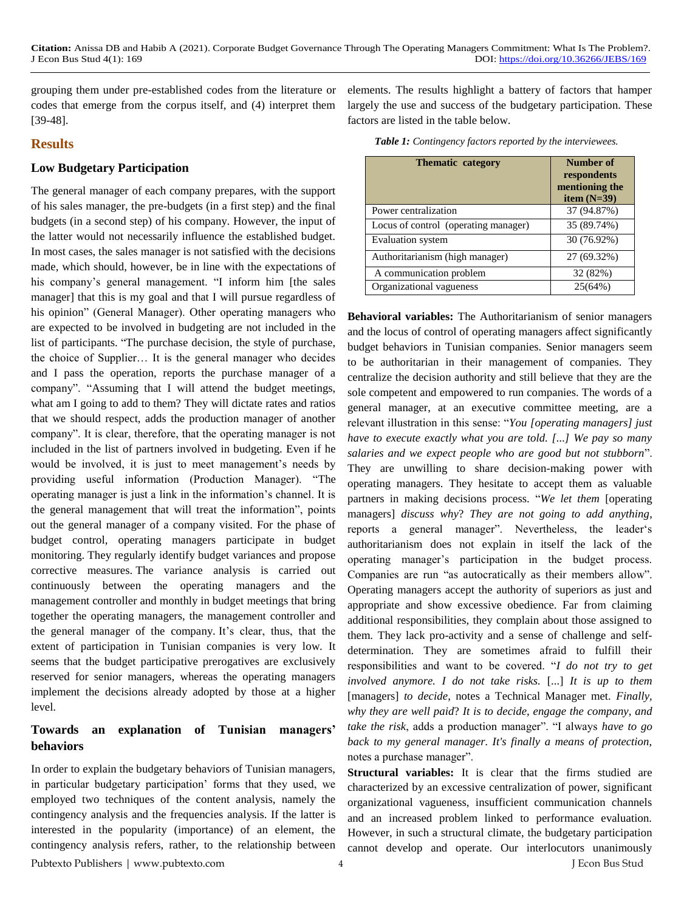grouping them under pre-established codes from the literature or codes that emerge from the corpus itself, and (4) interpret them [39-48].

## Results

### Low Budgetary Participation

The general manager of each company prepares, with the support of his sales manager, the pre-budgets (in a first step) and the final budgets (in a second step) of his company. However, the input of the latter would not necessarily influence the established budget. In most cases, the sales manager is not satisfied with the decisions made, which should, however, be in line with the expectations of his company's general management. "I inform him [the sales manager] that this is my goal and that I will pursue regardless of his opinion" (General Manager). Other operating managers who are expected to be involved in budgeting are not included in the list of participants. "The purchase decision, the style of purchase, the choice of Supplier… It is the general manager who decides and I pass the operation, reports the purchase manager of a company". "Assuming that I will attend the budget meetings, what am I going to add to them? They will dictate rates and ratios that we should respect, adds the production manager of another company". It is clear, therefore, that the operating manager is not included in the list of partners involved in budgeting. Even if he would be involved, it is just to meet management's needs by providing useful information (Production Manager). "The operating manager is just a link in the information's channel. It is the general management that will treat the information", points out the general manager of a company visited. For the phase of budget control, operating managers participate in budget monitoring. They regularly identify budget variances and propose corrective measures. The variance analysis is carried out continuously between the operating managers and the management controller and monthly in budget meetings that bring together the operating managers, the management controller and the general manager of the company. It's clear, thus, that the extent of participation in Tunisian companies is very low. It seems that the budget participative prerogatives are exclusively reserved for senior managers, whereas the operating managers implement the decisions already adopted by those at a higher level.

### Towards an explanation of Tunisian managers' behaviors

In order to explain the budgetary behaviors of Tunisian managers, in particular budgetary participation' forms that they used, we employed two techniques of the content analysis, namely the contingency analysis and the frequencies analysis. If the latter is interested in the popularity (importance) of an element, the contingency analysis refers, rather, to the relationship between elements. The results highlight a battery of factors that hamper largely the use and success of the budgetary participation. These factors are listed in the table below.

***Table 1:*** *Contingency factors reported by the interviewees.*

| Thematic category | Number of respondents mentioning the item (N=39) |
|---|---|
| Power centralization | 37 (94.87%) |
| Locus of control (operating manager) | 35 (89.74%) |
| Evaluation system | 30 (76.92%) |
| Authoritarianism (high manager) | 27 (69.32%) |
| A communication problem | 32 (82%) |
| Organizational vagueness | 25(64%) |

**Behavioral variables:** The Authoritarianism of senior managers and the locus of control of operating managers affect significantly budget behaviors in Tunisian companies. Senior managers seem to be authoritarian in their management of companies. They centralize the decision authority and still believe that they are the sole competent and empowered to run companies. The words of a general manager, at an executive committee meeting, are a relevant illustration in this sense: "*You [operating managers] just have to execute exactly what you are told. [...] We pay so many salaries and we expect people who are good but not stubborn*". They are unwilling to share decision-making power with operating managers. They hesitate to accept them as valuable partners in making decisions process. "*We let them* [operating managers] *discuss why*? *They are not going to add anything*, reports a general manager". Nevertheless, the leader's authoritarianism does not explain in itself the lack of the operating manager's participation in the budget process. Companies are run "as autocratically as their members allow". Operating managers accept the authority of superiors as just and appropriate and show excessive obedience. Far from claiming additional responsibilities, they complain about those assigned to them. They lack pro-activity and a sense of challenge and self-determination. They are sometimes afraid to fulfill their responsibilities and want to be covered. "*I do not try to get involved anymore. I do not take risks.* [...] *It is up to them* [managers] *to decide*, notes a Technical Manager met. *Finally, why they are well paid*? *It is to decide, engage the company, and take the risk*, adds a production manager". "I always *have to go back to my general manager. It's finally a means of protection,* notes a purchase manager".

**Structural variables:** It is clear that the firms studied are characterized by an excessive centralization of power, significant organizational vagueness, insufficient communication channels and an increased problem linked to performance evaluation. However, in such a structural climate, the budgetary participation cannot develop and operate. Our interlocutors unanimously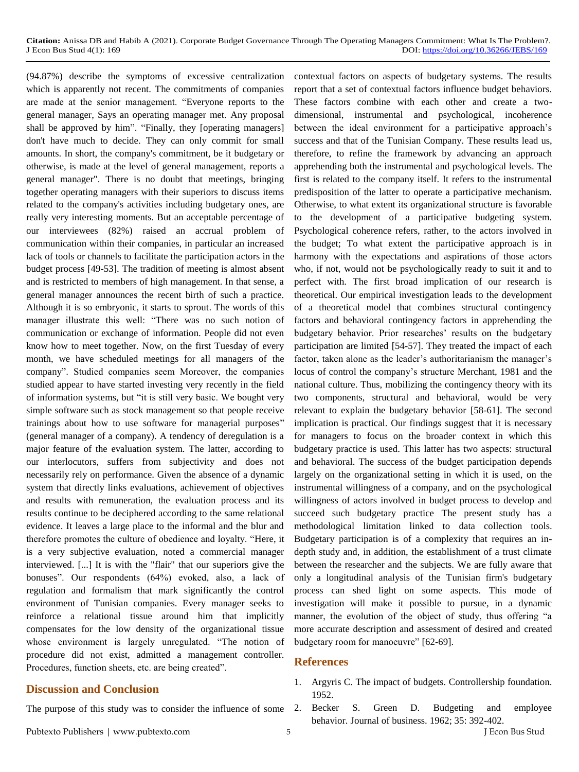(94.87%) describe the symptoms of excessive centralization which is apparently not recent. The commitments of companies are made at the senior management. "Everyone reports to the general manager, Says an operating manager met. Any proposal shall be approved by him". "Finally, they [operating managers] don't have much to decide. They can only commit for small amounts. In short, the company's commitment, be it budgetary or otherwise, is made at the level of general management, reports a general manager". There is no doubt that meetings, bringing together operating managers with their superiors to discuss items related to the company's activities including budgetary ones, are really very interesting moments. But an acceptable percentage of our interviewees (82%) raised an accrual problem of communication within their companies, in particular an increased lack of tools or channels to facilitate the participation actors in the budget process [49-53]. The tradition of meeting is almost absent and is restricted to members of high management. In that sense, a general manager announces the recent birth of such a practice. Although it is so embryonic, it starts to sprout. The words of this manager illustrate this well: "There was no such notion of communication or exchange of information. People did not even know how to meet together. Now, on the first Tuesday of every month, we have scheduled meetings for all managers of the company". Studied companies seem Moreover, the companies studied appear to have started investing very recently in the field of information systems, but "it is still very basic. We bought very simple software such as stock management so that people receive trainings about how to use software for managerial purposes" (general manager of a company). A tendency of deregulation is a major feature of the evaluation system. The latter, according to our interlocutors, suffers from subjectivity and does not necessarily rely on performance. Given the absence of a dynamic system that directly links evaluations, achievement of objectives and results with remuneration, the evaluation process and its results continue to be deciphered according to the same relational evidence. It leaves a large place to the informal and the blur and therefore promotes the culture of obedience and loyalty. "Here, it is a very subjective evaluation, noted a commercial manager interviewed. [...] It is with the "flair" that our superiors give the bonuses". Our respondents (64%) evoked, also, a lack of regulation and formalism that mark significantly the control environment of Tunisian companies. Every manager seeks to reinforce a relational tissue around him that implicitly compensates for the low density of the organizational tissue whose environment is largely unregulated. "The notion of procedure did not exist, admitted a management controller. Procedures, function sheets, etc. are being created".

## Discussion and Conclusion

The purpose of this study was to consider the influence of some contextual factors on aspects of budgetary systems. The results report that a set of contextual factors influence budget behaviors. These factors combine with each other and create a two-dimensional, instrumental and psychological, incoherence between the ideal environment for a participative approach's success and that of the Tunisian Company. These results lead us, therefore, to refine the framework by advancing an approach apprehending both the instrumental and psychological levels. The first is related to the company itself. It refers to the instrumental predisposition of the latter to operate a participative mechanism. Otherwise, to what extent its organizational structure is favorable to the development of a participative budgeting system. Psychological coherence refers, rather, to the actors involved in the budget; To what extent the participative approach is in harmony with the expectations and aspirations of those actors who, if not, would not be psychologically ready to suit it and to perfect with. The first broad implication of our research is theoretical. Our empirical investigation leads to the development of a theoretical model that combines structural contingency factors and behavioral contingency factors in apprehending the budgetary behavior. Prior researches' results on the budgetary participation are limited [54-57]. They treated the impact of each factor, taken alone as the leader's authoritarianism the manager's locus of control the company's structure Merchant, 1981 and the national culture. Thus, mobilizing the contingency theory with its two components, structural and behavioral, would be very relevant to explain the budgetary behavior [58-61]. The second implication is practical. Our findings suggest that it is necessary for managers to focus on the broader context in which this budgetary practice is used. This latter has two aspects: structural and behavioral. The success of the budget participation depends largely on the organizational setting in which it is used, on the instrumental willingness of a company, and on the psychological willingness of actors involved in budget process to develop and succeed such budgetary practice The present study has a methodological limitation linked to data collection tools. Budgetary participation is of a complexity that requires an in-depth study and, in addition, the establishment of a trust climate between the researcher and the subjects. We are fully aware that only a longitudinal analysis of the Tunisian firm's budgetary process can shed light on some aspects. This mode of investigation will make it possible to pursue, in a dynamic manner, the evolution of the object of study, thus offering "a more accurate description and assessment of desired and created budgetary room for manoeuvre" [62-69].

## References

1. Argyris C. The impact of budgets. Controllership foundation. 1952.
2. Becker S. Green D. Budgeting and employee behavior. Journal of business. 1962; 35: 392-402.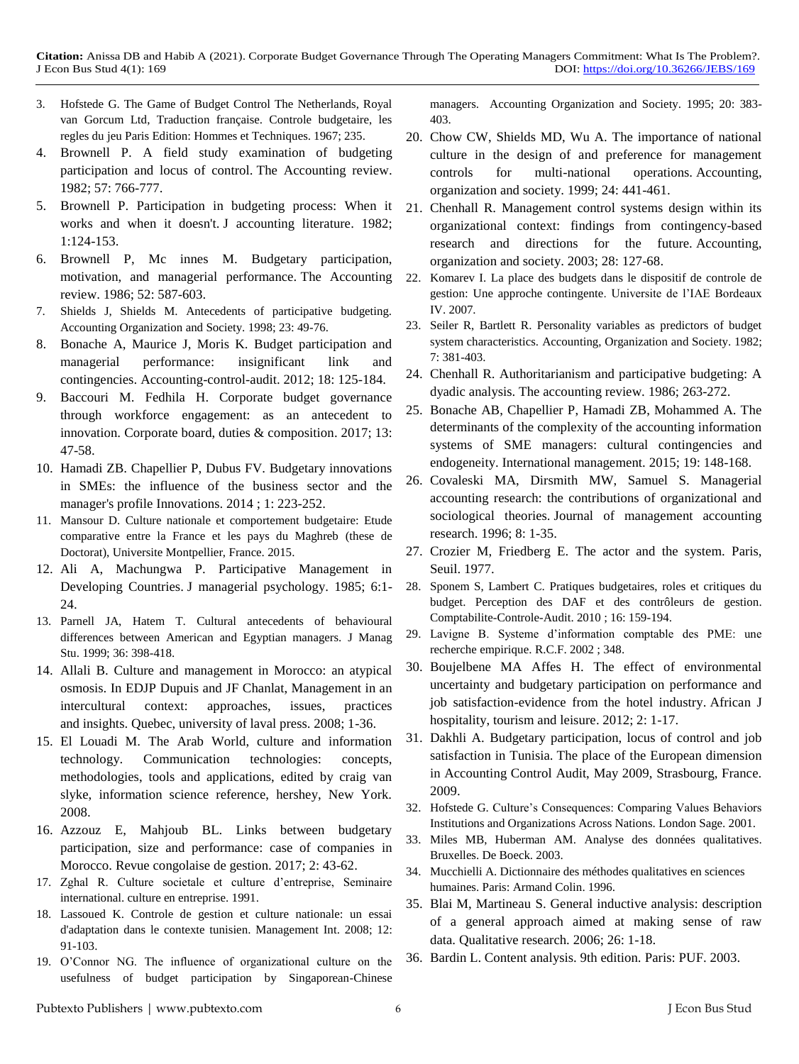3. Hofstede G. The Game of Budget Control The Netherlands, Royal van Gorcum Ltd, Traduction française. Controle budgetaire, les regles du jeu Paris Edition: Hommes et Techniques. 1967; 235.
4. Brownell P. A field study examination of budgeting participation and locus of control. The Accounting review. 1982; 57: 766-777.
5. Brownell P. Participation in budgeting process: When it works and when it doesn't. J accounting literature. 1982; 1:124-153.
6. Brownell P, Mc innes M. Budgetary participation, motivation, and managerial performance. The Accounting review. 1986; 52: 587-603.
7. Shields J, Shields M. Antecedents of participative budgeting. Accounting Organization and Society. 1998; 23: 49-76.
8. Bonache A, Maurice J, Moris K. Budget participation and managerial performance: insignificant link and contingencies. Accounting-control-audit. 2012; 18: 125-184.
9. Baccouri M. Fedhila H. Corporate budget governance through workforce engagement: as an antecedent to innovation. Corporate board, duties & composition. 2017; 13: 47-58.
10. Hamadi ZB. Chapellier P, Dubus FV. Budgetary innovations in SMEs: the influence of the business sector and the manager's profile Innovations. 2014 ; 1: 223-252.
11. Mansour D. Culture nationale et comportement budgetaire: Etude comparative entre la France et les pays du Maghreb (these de Doctorat), Universite Montpellier, France. 2015.
12. Ali A, Machungwa P. Participative Management in Developing Countries. J managerial psychology. 1985; 6:1-24.
13. Parnell JA, Hatem T. Cultural antecedents of behavioural differences between American and Egyptian managers. J Manag Stu. 1999; 36: 398-418.
14. Allali B. Culture and management in Morocco: an atypical osmosis. In EDJP Dupuis and JF Chanlat, Management in an intercultural context: approaches, issues, practices and insights. Quebec, university of laval press. 2008; 1-36.
15. El Louadi M. The Arab World, culture and information technology. Communication technologies: concepts, methodologies, tools and applications, edited by craig van slyke, information science reference, hershey, New York. 2008.
16. Azzouz E, Mahjoub BL. Links between budgetary participation, size and performance: case of companies in Morocco. Revue congolaise de gestion. 2017; 2: 43-62.
17. Zghal R. Culture societale et culture d'entreprise, Seminaire international. culture en entreprise. 1991.
18. Lassoued K. Controle de gestion et culture nationale: un essai d'adaptation dans le contexte tunisien. Management Int. 2008; 12: 91-103.
19. O'Connor NG. The influence of organizational culture on the usefulness of budget participation by Singaporean-Chinese managers. Accounting Organization and Society. 1995; 20: 383-403.
20. Chow CW, Shields MD, Wu A. The importance of national culture in the design of and preference for management controls for multi-national operations. Accounting, organization and society. 1999; 24: 441-461.
21. Chenhall R. Management control systems design within its organizational context: findings from contingency-based research and directions for the future. Accounting, organization and society. 2003; 28: 127-68.
22. Komarev I. La place des budgets dans le dispositif de controle de gestion: Une approche contingente. Universite de l'IAE Bordeaux IV. 2007.
23. Seiler R, Bartlett R. Personality variables as predictors of budget system characteristics. Accounting, Organization and Society. 1982; 7: 381-403.
24. Chenhall R. Authoritarianism and participative budgeting: A dyadic analysis. The accounting review. 1986; 263-272.
25. Bonache AB, Chapellier P, Hamadi ZB, Mohammed A. The determinants of the complexity of the accounting information systems of SME managers: cultural contingencies and endogeneity. International management. 2015; 19: 148-168.
26. Covaleski MA, Dirsmith MW, Samuel S. Managerial accounting research: the contributions of organizational and sociological theories. Journal of management accounting research. 1996; 8: 1-35.
27. Crozier M, Friedberg E. The actor and the system. Paris, Seuil. 1977.
28. Sponem S, Lambert C. Pratiques budgetaires, roles et critiques du budget. Perception des DAF et des contrôleurs de gestion. Comptabilite-Controle-Audit. 2010 ; 16: 159-194.
29. Lavigne B. Systeme d'information comptable des PME: une recherche empirique. R.C.F. 2002 ; 348.
30. Boujelbene MA Affes H. The effect of environmental uncertainty and budgetary participation on performance and job satisfaction-evidence from the hotel industry. African J hospitality, tourism and leisure. 2012; 2: 1-17.
31. Dakhli A. Budgetary participation, locus of control and job satisfaction in Tunisia. The place of the European dimension in Accounting Control Audit, May 2009, Strasbourg, France. 2009.
32. Hofstede G. Culture's Consequences: Comparing Values Behaviors Institutions and Organizations Across Nations. London Sage. 2001.
33. Miles MB, Huberman AM. Analyse des données qualitatives. Bruxelles. De Boeck. 2003.
34. Mucchielli A. Dictionnaire des méthodes qualitatives en sciences humaines. Paris: Armand Colin. 1996.
35. Blai M, Martineau S. General inductive analysis: description of a general approach aimed at making sense of raw data. Qualitative research. 2006; 26: 1-18.
36. Bardin L. Content analysis. 9th edition. Paris: PUF. 2003.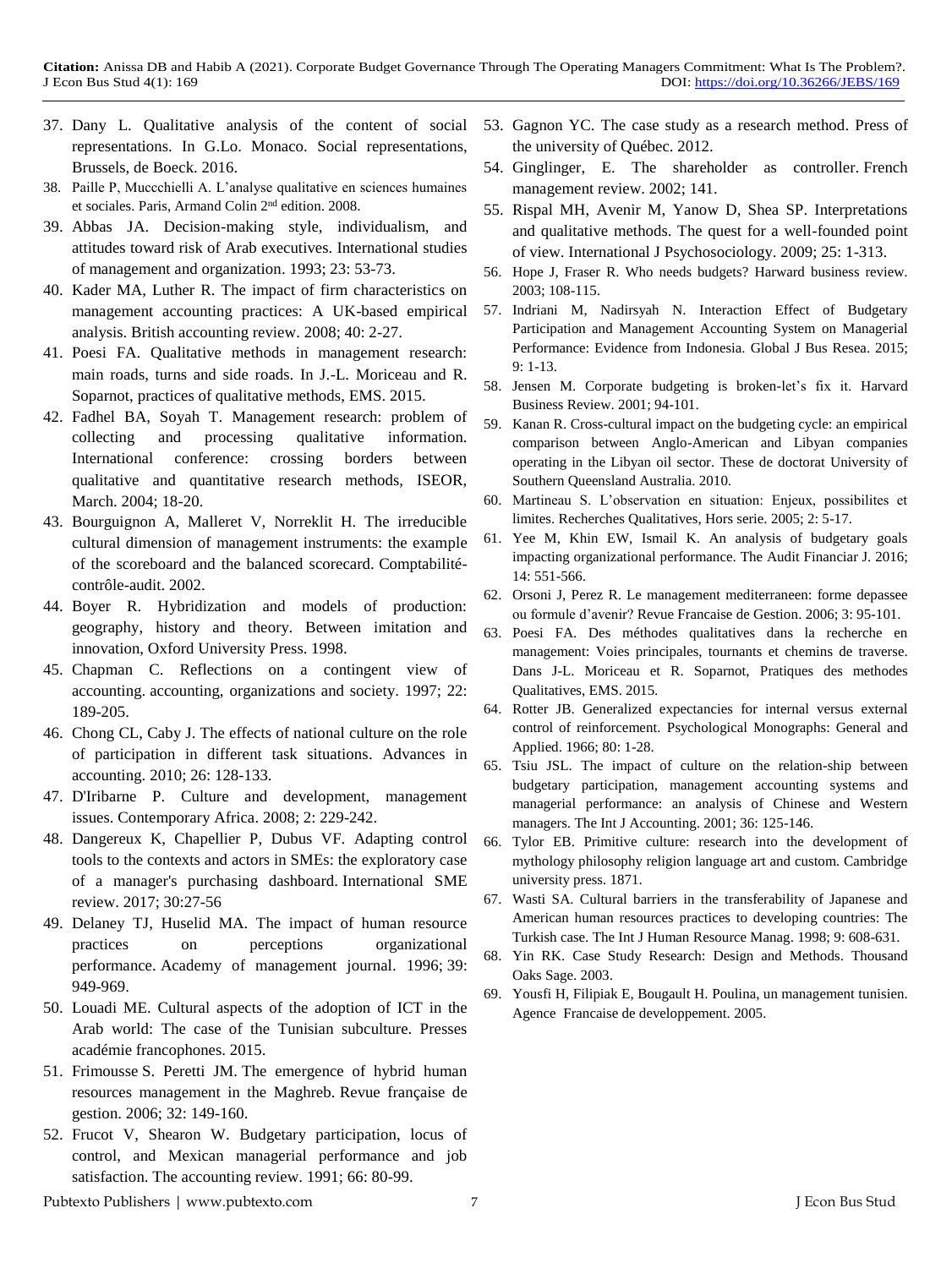37. Dany L. Qualitative analysis of the content of social representations. In G.Lo. Monaco. Social representations, Brussels, de Boeck. 2016.
38. Paille P, Mucchielli A. L'analyse qualitative en sciences humaines et sociales. Paris, Armand Colin 2nd edition. 2008.
39. Abbas JA. Decision-making style, individualism, and attitudes toward risk of Arab executives. International studies of management and organization. 1993; 23: 53-73.
40. Kader MA, Luther R. The impact of firm characteristics on management accounting practices: A UK-based empirical analysis. British accounting review. 2008; 40: 2-27.
41. Poesi FA. Qualitative methods in management research: main roads, turns and side roads. In J.-L. Moriceau and R. Soparnot, practices of qualitative methods, EMS. 2015.
42. Fadhel BA, Soyah T. Management research: problem of collecting and processing qualitative information. International conference: crossing borders between qualitative and quantitative research methods, ISEOR, March. 2004; 18-20.
43. Bourguignon A, Malleret V, Norreklit H. The irreducible cultural dimension of management instruments: the example of the scoreboard and the balanced scorecard. Comptabilité-contrôle-audit. 2002.
44. Boyer R. Hybridization and models of production: geography, history and theory. Between imitation and innovation, Oxford University Press. 1998.
45. Chapman C. Reflections on a contingent view of accounting. accounting, organizations and society. 1997; 22: 189-205.
46. Chong CL, Caby J. The effects of national culture on the role of participation in different task situations. Advances in accounting. 2010; 26: 128-133.
47. D'Iribarne P. Culture and development, management issues. Contemporary Africa. 2008; 2: 229-242.
48. Dangereux K, Chapellier P, Dubus VF. Adapting control tools to the contexts and actors in SMEs: the exploratory case of a manager's purchasing dashboard. International SME review. 2017; 30:27-56
49. Delaney TJ, Huselid MA. The impact of human resource practices on perceptions organizational performance. Academy of management journal. 1996; 39: 949-969.
50. Louadi ME. Cultural aspects of the adoption of ICT in the Arab world: The case of the Tunisian subculture. Presses académie francophones. 2015.
51. Frimousse S. Peretti JM. The emergence of hybrid human resources management in the Maghreb. Revue française de gestion. 2006; 32: 149-160.
52. Frucot V, Shearon W. Budgetary participation, locus of control, and Mexican managerial performance and job satisfaction. The accounting review. 1991; 66: 80-99.
53. Gagnon YC. The case study as a research method. Press of the university of Québec. 2012.
54. Ginglinger, E. The shareholder as controller. French management review. 2002; 141.
55. Rispal MH, Avenir M, Yanow D, Shea SP. Interpretations and qualitative methods. The quest for a well-founded point of view. International J Psychosociology. 2009; 25: 1-313.
56. Hope J, Fraser R. Who needs budgets? Harward business review. 2003; 108-115.
57. Indriani M, Nadirsyah N. Interaction Effect of Budgetary Participation and Management Accounting System on Managerial Performance: Evidence from Indonesia. Global J Bus Resea. 2015; 9: 1-13.
58. Jensen M. Corporate budgeting is broken-let's fix it. Harvard Business Review. 2001; 94-101.
59. Kanan R. Cross-cultural impact on the budgeting cycle: an empirical comparison between Anglo-American and Libyan companies operating in the Libyan oil sector. These de doctorat University of Southern Queensland Australia. 2010.
60. Martineau S. L'observation en situation: Enjeux, possibilites et limites. Recherches Qualitatives, Hors serie. 2005; 2: 5-17.
61. Yee M, Khin EW, Ismail K. An analysis of budgetary goals impacting organizational performance. The Audit Financiar J. 2016; 14: 551-566.
62. Orsoni J, Perez R. Le management mediterraneen: forme depassee ou formule d'avenir? Revue Francaise de Gestion. 2006; 3: 95-101.
63. Poesi FA. Des méthodes qualitatives dans la recherche en management: Voies principales, tournants et chemins de traverse. Dans J-L. Moriceau et R. Soparnot, Pratiques des methodes Qualitatives, EMS. 2015.
64. Rotter JB. Generalized expectancies for internal versus external control of reinforcement. Psychological Monographs: General and Applied. 1966; 80: 1-28.
65. Tsiu JSL. The impact of culture on the relation-ship between budgetary participation, management accounting systems and managerial performance: an analysis of Chinese and Western managers. The Int J Accounting. 2001; 36: 125-146.
66. Tylor EB. Primitive culture: research into the development of mythology philosophy religion language art and custom. Cambridge university press. 1871.
67. Wasti SA. Cultural barriers in the transferability of Japanese and American human resources practices to developing countries: The Turkish case. The Int J Human Resource Manag. 1998; 9: 608-631.
68. Yin RK. Case Study Research: Design and Methods. Thousand Oaks Sage. 2003.
69. Yousfi H, Filipiak E, Bougault H. Poulina, un management tunisien. Agence Francaise de developpement. 2005.